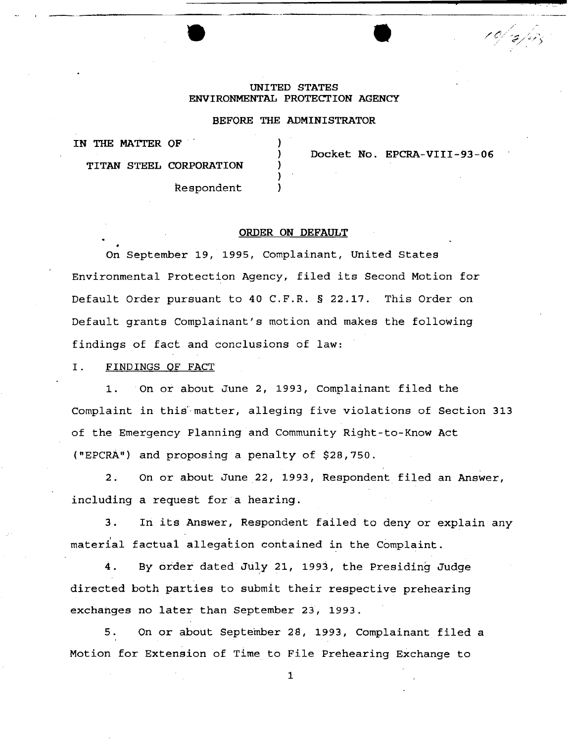UNITED STATES
ENVIRONMENTAL PROTECTION AGENCY

BEFORE THE ADMINISTRATOR

IN THE MATTER OF

TITAN STEEL CORPORATION

Respondent

Docket No. EPCRA-VIII-93-06

## ORDER ON DEFAULT

On September 19, 1995, Complainant, United States Environmental Protection Agency, filed its Second Motion for Default Order pursuant to 40 C.F.R. § 22.17. This Order on Default grants Complainant's motion and makes the following findings of fact and conclusions of law:

### I. FINDINGS OF FACT

1. On or about June 2, 1993, Complainant filed the Complaint in this matter, alleging five violations of Section 313 of the Emergency Planning and Community Right-to-Know Act ("EPCRA") and proposing a penalty of $28,750.

2. On or about June 22, 1993, Respondent filed an Answer, including a request for a hearing.

3. In its Answer, Respondent failed to deny or explain any material factual allegation contained in the Complaint.

4. By order dated July 21, 1993, the Presiding Judge directed both parties to submit their respective prehearing exchanges no later than September 23, 1993.

5. On or about September 28, 1993, Complainant filed a Motion for Extension of Time to File Prehearing Exchange to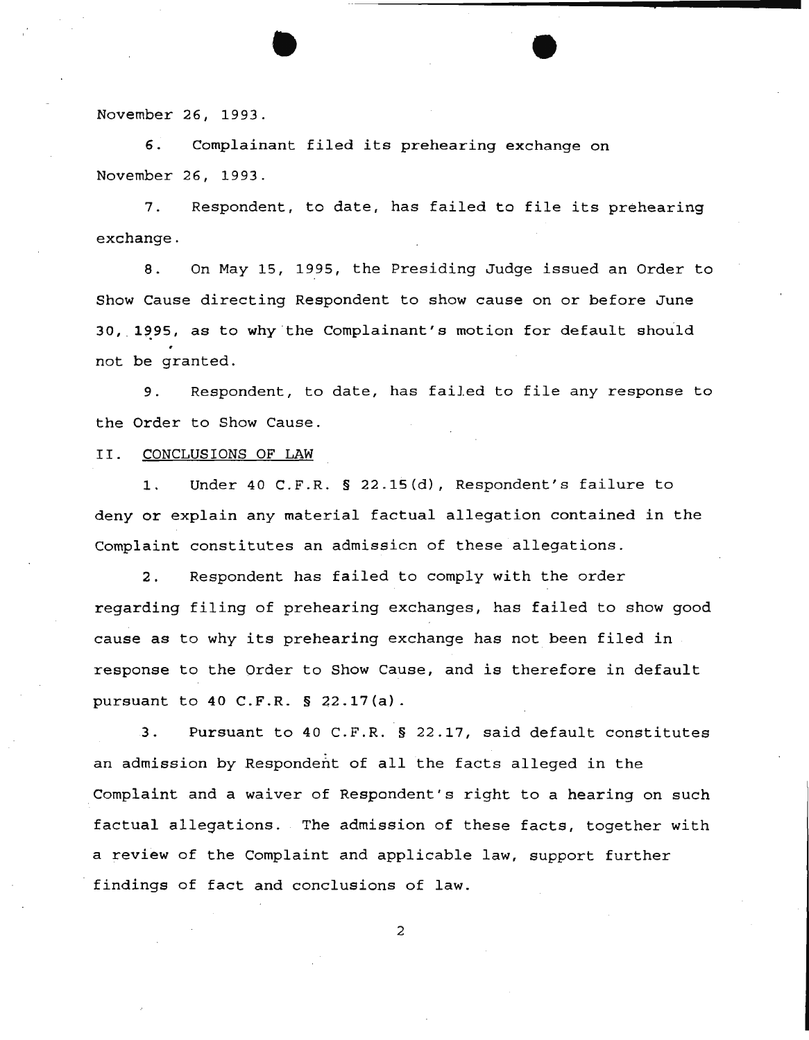November 26, 1993.

6. Complainant filed its prehearing exchange on November 26, 1993.

7. Respondent, to date, has failed to file its prehearing exchange.

8. On May 15, 1995, the Presiding Judge issued an Order to Show Cause directing Respondent to show cause on or before June 30, 1995, as to why the Complainant's motion for default should not be granted.

9. Respondent, to date, has failed to file any response to the Order to Show Cause.

II. CONCLUSIONS OF LAW

1. Under 40 C.F.R. § 22.15(d), Respondent's failure to deny or explain any material factual allegation contained in the Complaint constitutes an admission of these allegations.

2. Respondent has failed to comply with the order regarding filing of prehearing exchanges, has failed to show good cause as to why its prehearing exchange has not been filed in response to the Order to Show Cause, and is therefore in default pursuant to 40 C.F.R. § 22.17(a).

3. Pursuant to 40 C.F.R. § 22.17, said default constitutes an admission by Respondent of all the facts alleged in the Complaint and a waiver of Respondent's right to a hearing on such factual allegations. The admission of these facts, together with a review of the Complaint and applicable law, support further findings of fact and conclusions of law.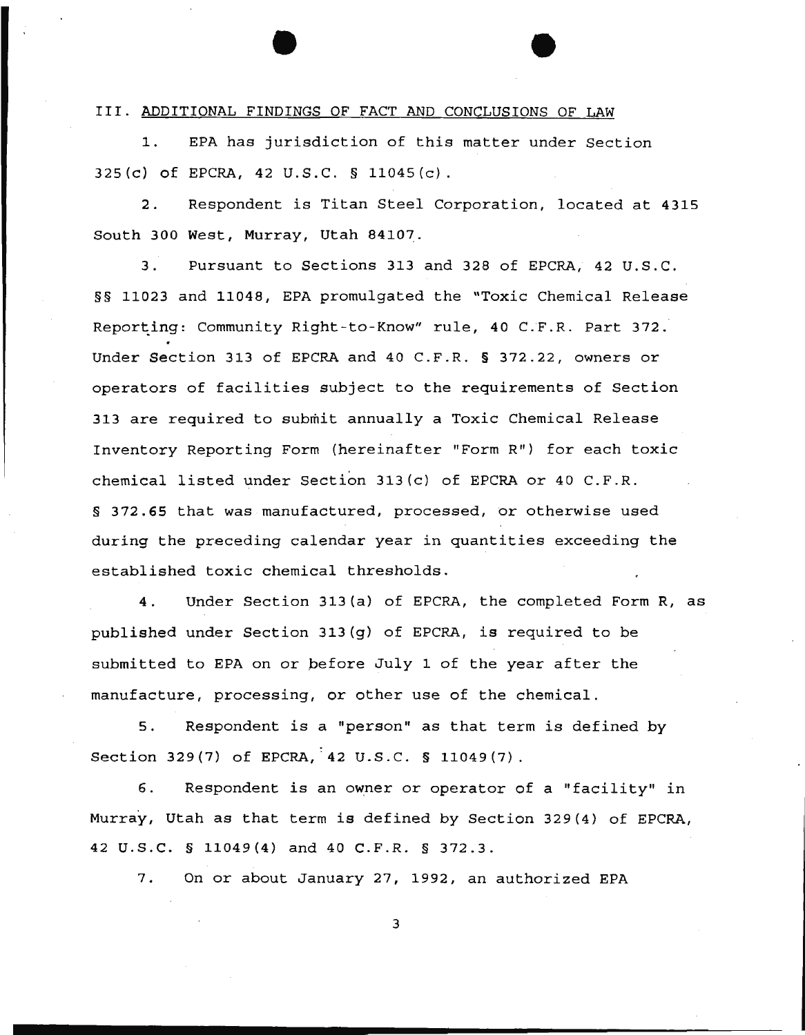## III. ADDITIONAL FINDINGS OF FACT AND CONCLUSIONS OF LAW

1. EPA has jurisdiction of this matter under Section 325(c) of EPCRA, 42 U.S.C. § 11045(c).

2. Respondent is Titan Steel Corporation, located at 4315 South 300 West, Murray, Utah 84107.

3. Pursuant to Sections 313 and 328 of EPCRA, 42 U.S.C. §§ 11023 and 11048, EPA promulgated the "Toxic Chemical Release Reporting: Community Right-to-Know" rule, 40 C.F.R. Part 372. Under Section 313 of EPCRA and 40 C.F.R. § 372.22, owners or operators of facilities subject to the requirements of Section 313 are required to submit annually a Toxic Chemical Release Inventory Reporting Form (hereinafter "Form R") for each toxic chemical listed under Section 313(c) of EPCRA or 40 C.F.R. § 372.65 that was manufactured, processed, or otherwise used during the preceding calendar year in quantities exceeding the established toxic chemical thresholds.

4. Under Section 313(a) of EPCRA, the completed Form R, as published under Section 313(g) of EPCRA, is required to be submitted to EPA on or before July 1 of the year after the manufacture, processing, or other use of the chemical.

5. Respondent is a "person" as that term is defined by Section 329(7) of EPCRA, 42 U.S.C. § 11049(7).

6. Respondent is an owner or operator of a "facility" in Murray, Utah as that term is defined by Section 329(4) of EPCRA, 42 U.S.C. § 11049(4) and 40 C.F.R. § 372.3.

7. On or about January 27, 1992, an authorized EPA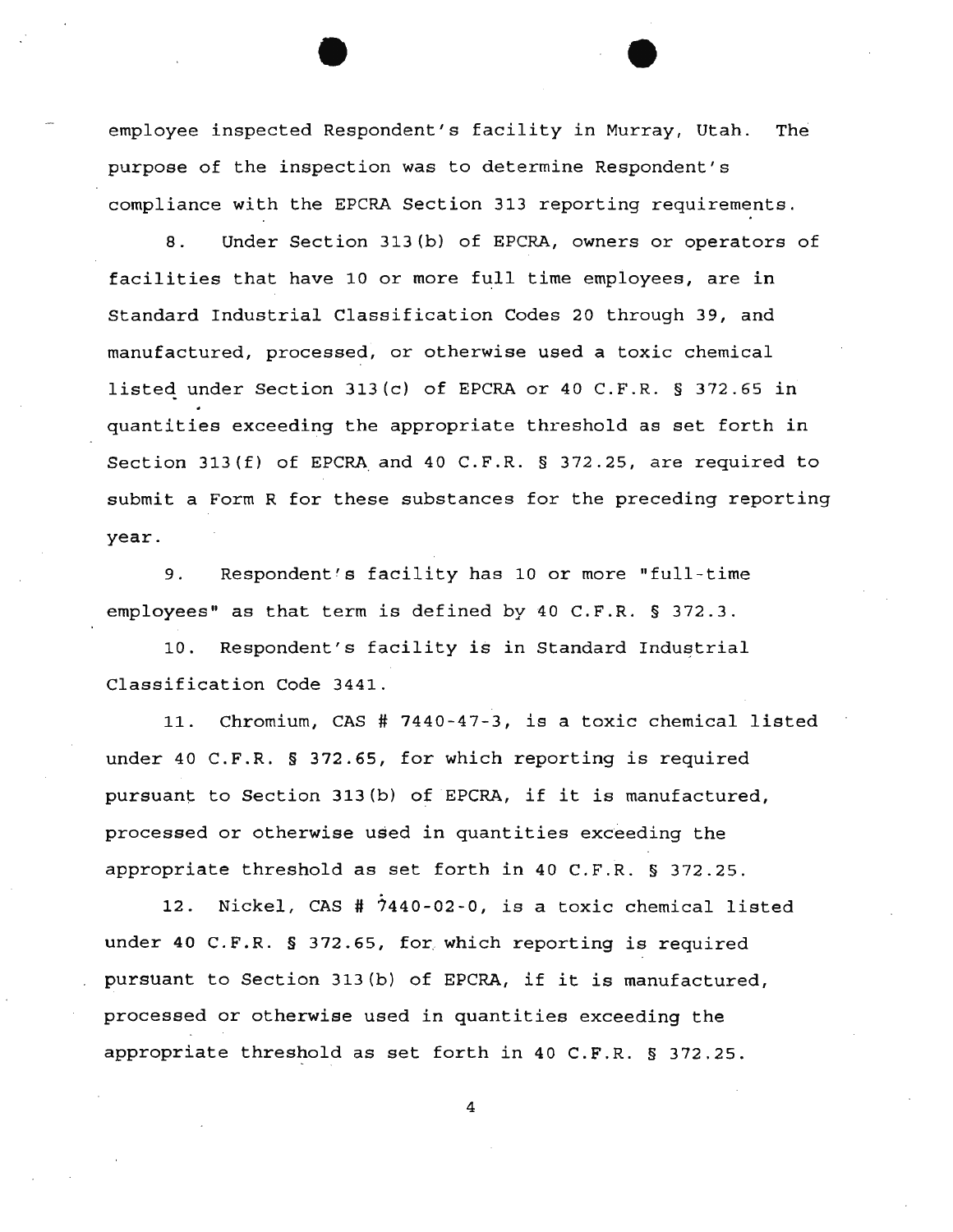employee inspected Respondent's facility in Murray, Utah. The purpose of the inspection was to determine Respondent's compliance with the EPCRA Section 313 reporting requirements.

8. Under Section 313(b) of EPCRA, owners or operators of facilities that have 10 or more full time employees, are in Standard Industrial Classification Codes 20 through 39, and manufactured, processed, or otherwise used a toxic chemical listed under Section 313(c) of EPCRA or 40 C.F.R. § 372.65 in quantities exceeding the appropriate threshold as set forth in Section 313(f) of EPCRA and 40 C.F.R. § 372.25, are required to submit a Form R for these substances for the preceding reporting year.

9. Respondent's facility has 10 or more "full-time employees" as that term is defined by 40 C.F.R. § 372.3.

10. Respondent's facility is in Standard Industrial Classification Code 3441.

11. Chromium, CAS # 7440-47-3, is a toxic chemical listed under 40 C.F.R. § 372.65, for which reporting is required pursuant to Section 313(b) of EPCRA, if it is manufactured, processed or otherwise used in quantities exceeding the appropriate threshold as set forth in 40 C.F.R. § 372.25.

12. Nickel, CAS # 7440-02-0, is a toxic chemical listed under 40 C.F.R. § 372.65, for which reporting is required pursuant to Section 313(b) of EPCRA, if it is manufactured, processed or otherwise used in quantities exceeding the appropriate threshold as set forth in 40 C.F.R. § 372.25.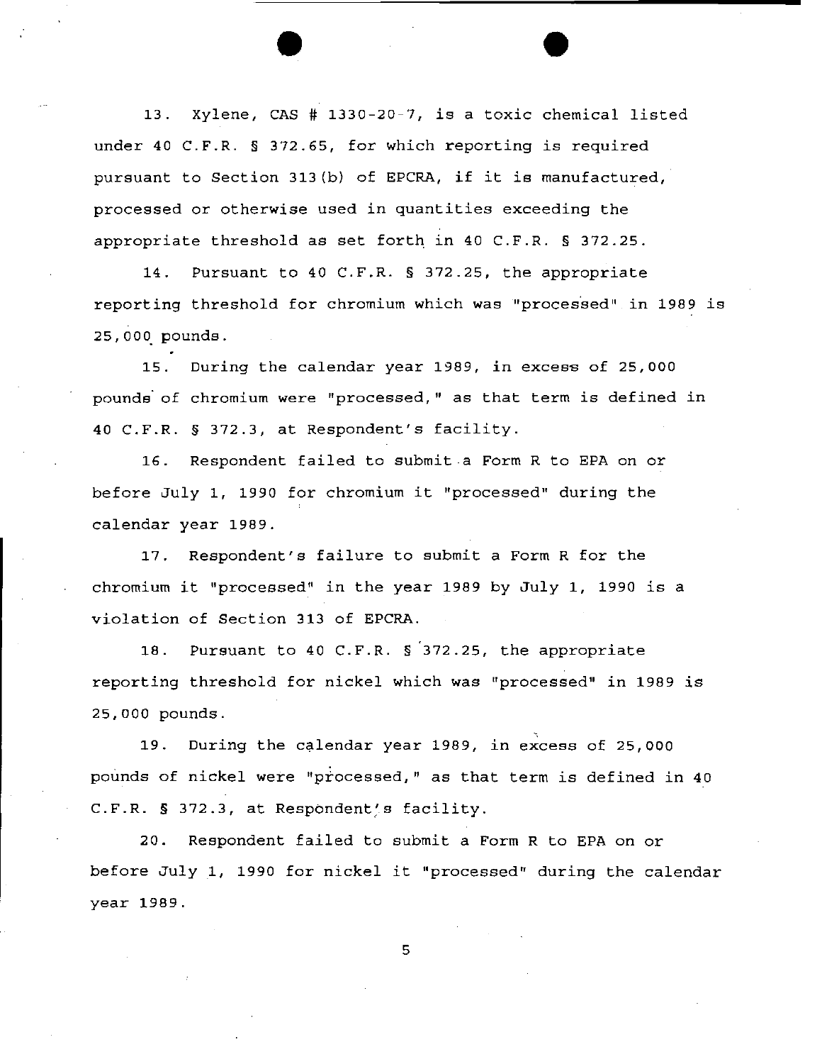13. Xylene, CAS # 1330-20-7, is a toxic chemical listed under 40 C.F.R. § 372.65, for which reporting is required pursuant to Section 313(b) of EPCRA, if it is manufactured, processed or otherwise used in quantities exceeding the appropriate threshold as set forth in 40 C.F.R. § 372.25.

14. Pursuant to 40 C.F.R. § 372.25, the appropriate reporting threshold for chromium which was "processed" in 1989 is 25,000 pounds.

15. During the calendar year 1989, in excess of 25,000 pounds of chromium were "processed," as that term is defined in 40 C.F.R. § 372.3, at Respondent's facility.

16. Respondent failed to submit a Form R to EPA on or before July 1, 1990 for chromium it "processed" during the calendar year 1989.

17. Respondent's failure to submit a Form R for the chromium it "processed" in the year 1989 by July 1, 1990 is a violation of Section 313 of EPCRA.

18. Pursuant to 40 C.F.R. § 372.25, the appropriate reporting threshold for nickel which was "processed" in 1989 is 25,000 pounds.

19. During the calendar year 1989, in excess of 25,000 pounds of nickel were "processed," as that term is defined in 40 C.F.R. § 372.3, at Respondent's facility.

20. Respondent failed to submit a Form R to EPA on or before July 1, 1990 for nickel it "processed" during the calendar year 1989.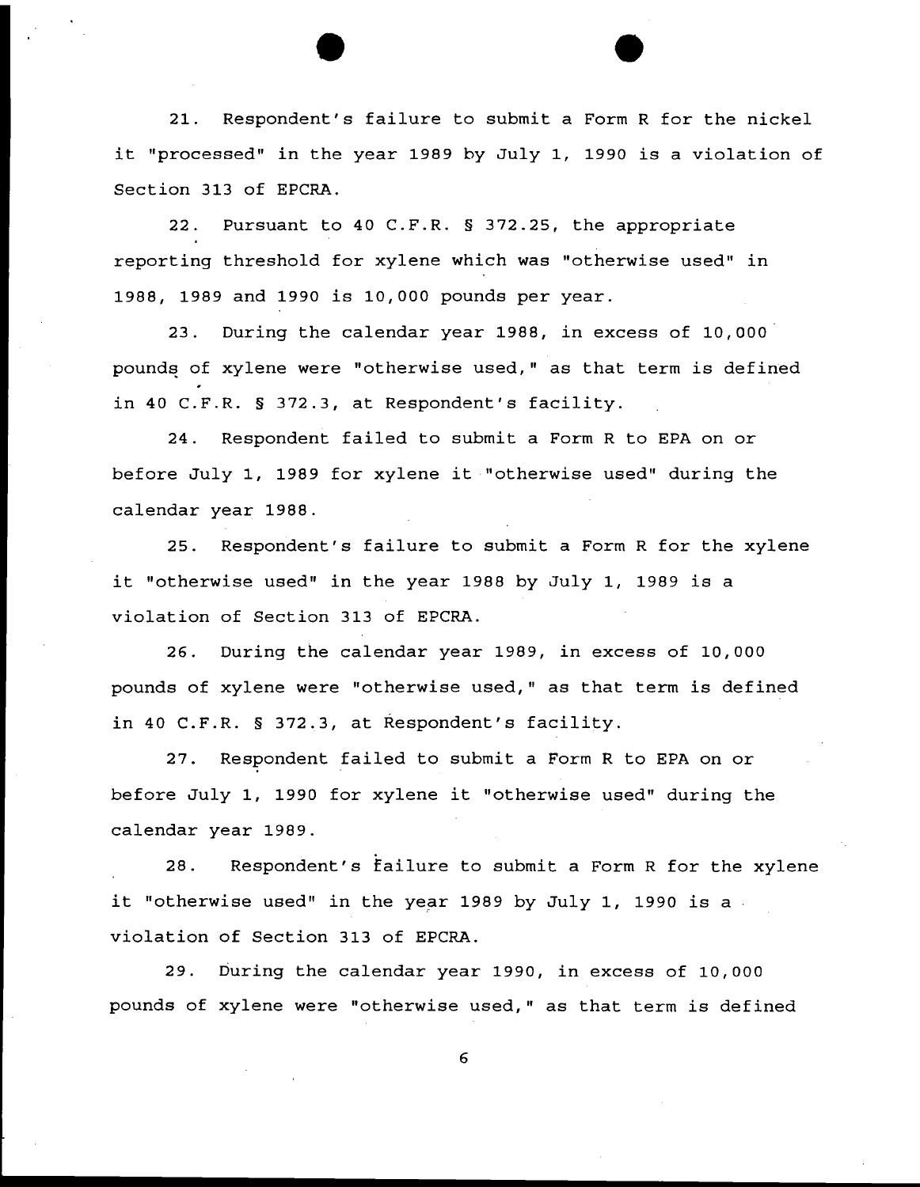21. Respondent's failure to submit a Form R for the nickel it "processed" in the year 1989 by July 1, 1990 is a violation of Section 313 of EPCRA.

22. Pursuant to 40 C.F.R. § 372.25, the appropriate reporting threshold for xylene which was "otherwise used" in 1988, 1989 and 1990 is 10,000 pounds per year.

23. During the calendar year 1988, in excess of 10,000 pounds of xylene were "otherwise used," as that term is defined in 40 C.F.R. § 372.3, at Respondent's facility.

24. Respondent failed to submit a Form R to EPA on or before July 1, 1989 for xylene it "otherwise used" during the calendar year 1988.

25. Respondent's failure to submit a Form R for the xylene it "otherwise used" in the year 1988 by July 1, 1989 is a violation of Section 313 of EPCRA.

26. During the calendar year 1989, in excess of 10,000 pounds of xylene were "otherwise used," as that term is defined in 40 C.F.R. § 372.3, at Respondent's facility.

27. Respondent failed to submit a Form R to EPA on or before July 1, 1990 for xylene it "otherwise used" during the calendar year 1989.

28. Respondent's failure to submit a Form R for the xylene it "otherwise used" in the year 1989 by July 1, 1990 is a violation of Section 313 of EPCRA.

29. During the calendar year 1990, in excess of 10,000 pounds of xylene were "otherwise used," as that term is defined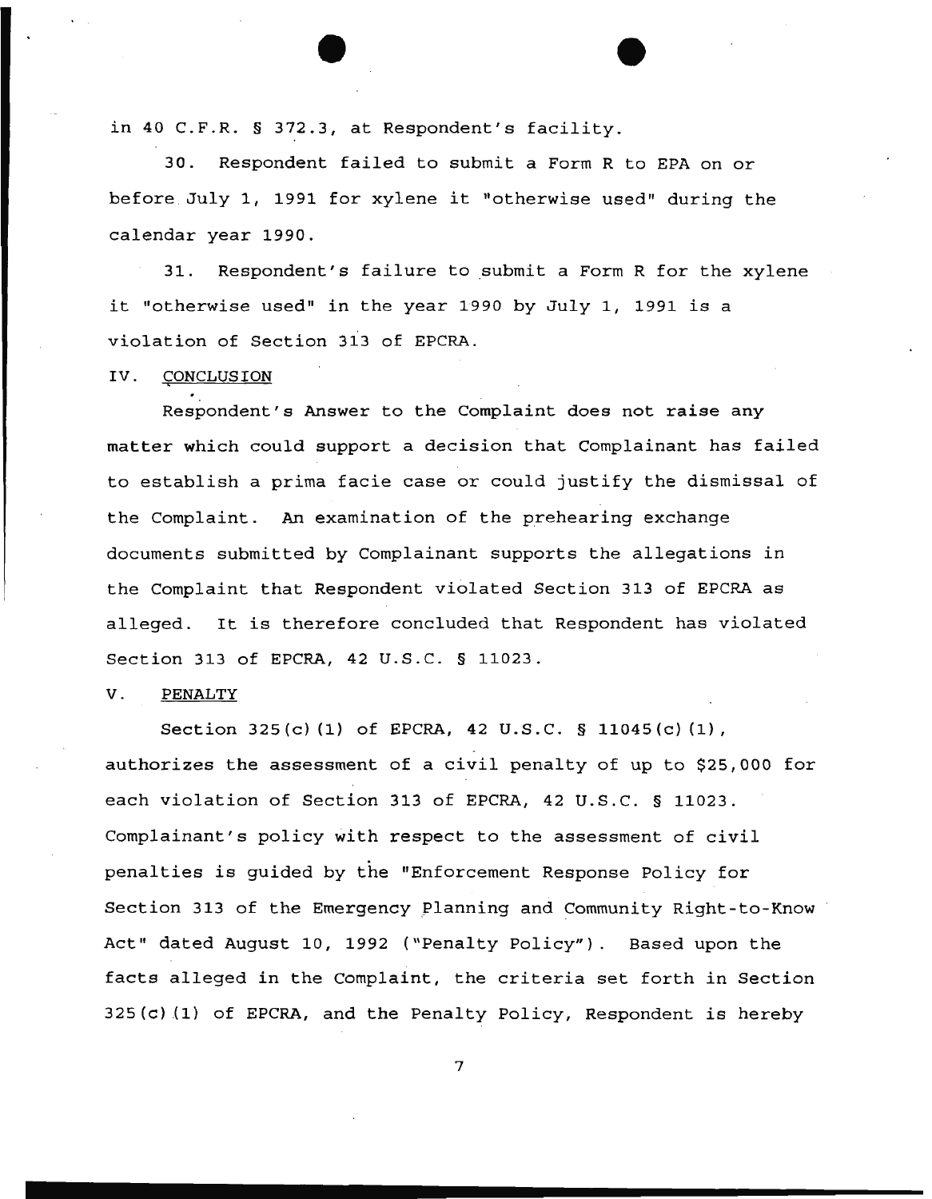in 40 C.F.R. § 372.3, at Respondent's facility.

30. Respondent failed to submit a Form R to EPA on or before July 1, 1991 for xylene it "otherwise used" during the calendar year 1990.

31. Respondent's failure to submit a Form R for the xylene it "otherwise used" in the year 1990 by July 1, 1991 is a violation of Section 313 of EPCRA.

IV. CONCLUSION

Respondent's Answer to the Complaint does not raise any matter which could support a decision that Complainant has failed to establish a prima facie case or could justify the dismissal of the Complaint. An examination of the prehearing exchange documents submitted by Complainant supports the allegations in the Complaint that Respondent violated Section 313 of EPCRA as alleged. It is therefore concluded that Respondent has violated Section 313 of EPCRA, 42 U.S.C. § 11023.

V. PENALTY

Section 325(c)(1) of EPCRA, 42 U.S.C. § 11045(c)(1), authorizes the assessment of a civil penalty of up to $25,000 for each violation of Section 313 of EPCRA, 42 U.S.C. § 11023. Complainant's policy with respect to the assessment of civil penalties is guided by the "Enforcement Response Policy for Section 313 of the Emergency Planning and Community Right-to-Know Act" dated August 10, 1992 ("Penalty Policy"). Based upon the facts alleged in the Complaint, the criteria set forth in Section 325(c)(1) of EPCRA, and the Penalty Policy, Respondent is hereby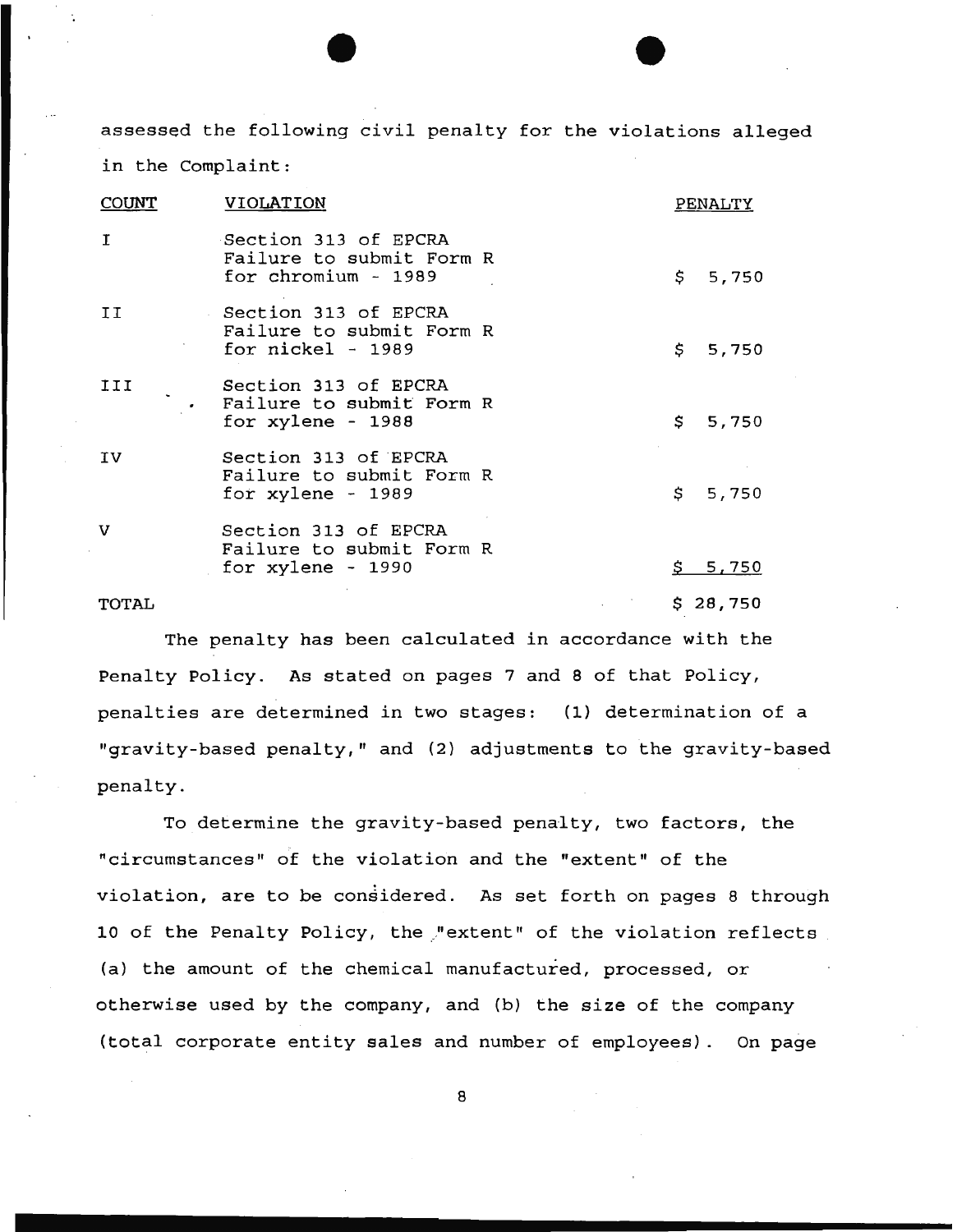assessed the following civil penalty for the violations alleged in the Complaint:

| COUNT | VIOLATION | PENALTY |
|---|---|---|
| I | Section 313 of EPCRA Failure to submit Form R for chromium - 1989 | $ 5,750 |
| II | Section 313 of EPCRA Failure to submit Form R for nickel - 1989 | $ 5,750 |
| III | Section 313 of EPCRA Failure to submit Form R for xylene - 1988 | $ 5,750 |
| IV | Section 313 of EPCRA Failure to submit Form R for xylene - 1989 | $ 5,750 |
| V | Section 313 of EPCRA Failure to submit Form R for xylene - 1990 | $ 5,750 |
| TOTAL | | $ 28,750 |

The penalty has been calculated in accordance with the Penalty Policy. As stated on pages 7 and 8 of that Policy, penalties are determined in two stages: (1) determination of a "gravity-based penalty," and (2) adjustments to the gravity-based penalty.

To determine the gravity-based penalty, two factors, the "circumstances" of the violation and the "extent" of the violation, are to be considered. As set forth on pages 8 through 10 of the Penalty Policy, the "extent" of the violation reflects (a) the amount of the chemical manufactured, processed, or otherwise used by the company, and (b) the size of the company (total corporate entity sales and number of employees). On page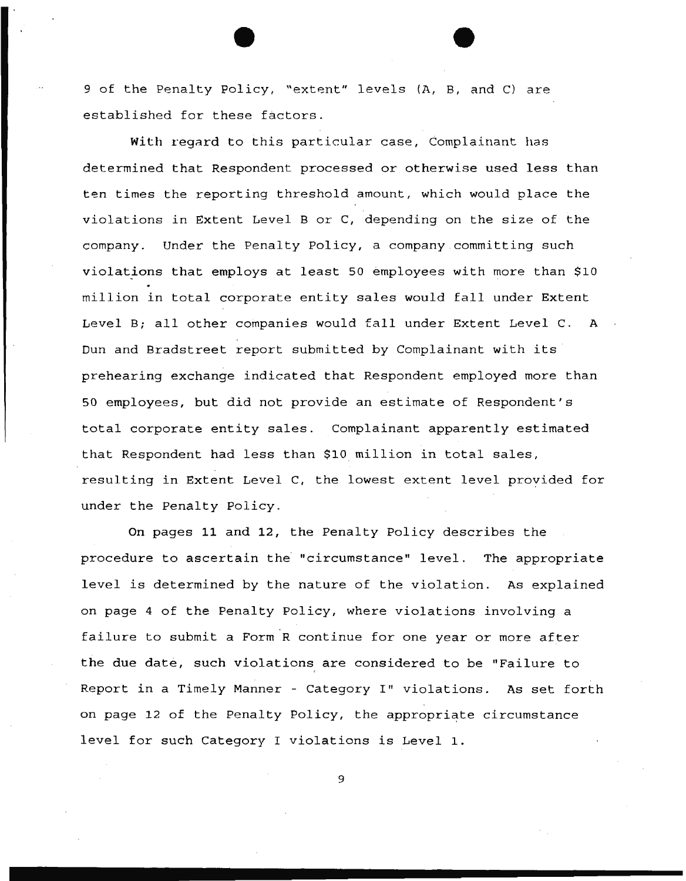9 of the Penalty Policy, "extent" levels (A, B, and C) are established for these factors.

With regard to this particular case, Complainant has determined that Respondent processed or otherwise used less than ten times the reporting threshold amount, which would place the violations in Extent Level B or C, depending on the size of the company. Under the Penalty Policy, a company committing such violations that employs at least 50 employees with more than $10 million in total corporate entity sales would fall under Extent Level B; all other companies would fall under Extent Level C. A Dun and Bradstreet report submitted by Complainant with its prehearing exchange indicated that Respondent employed more than 50 employees, but did not provide an estimate of Respondent's total corporate entity sales. Complainant apparently estimated that Respondent had less than $10 million in total sales, resulting in Extent Level C, the lowest extent level provided for under the Penalty Policy.

On pages 11 and 12, the Penalty Policy describes the procedure to ascertain the "circumstance" level. The appropriate level is determined by the nature of the violation. As explained on page 4 of the Penalty Policy, where violations involving a failure to submit a Form R continue for one year or more after the due date, such violations are considered to be "Failure to Report in a Timely Manner - Category I" violations. As set forth on page 12 of the Penalty Policy, the appropriate circumstance level for such Category I violations is Level 1.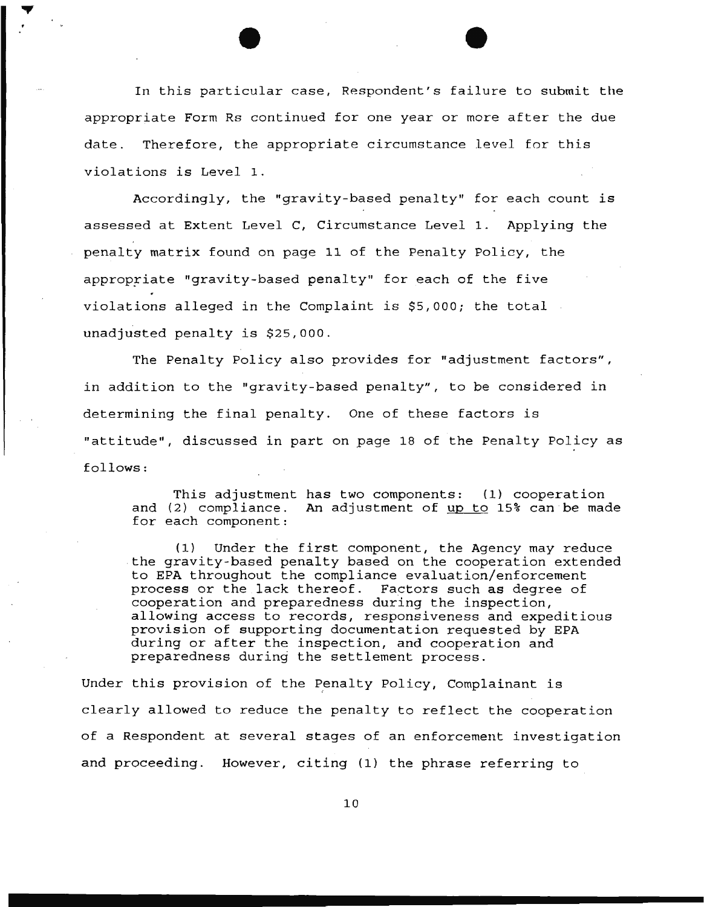In this particular case, Respondent's failure to submit the appropriate Form Rs continued for one year or more after the due date. Therefore, the appropriate circumstance level for this violations is Level 1.

Accordingly, the "gravity-based penalty" for each count is assessed at Extent Level C, Circumstance Level 1. Applying the penalty matrix found on page 11 of the Penalty Policy, the appropriate "gravity-based penalty" for each of the five violations alleged in the Complaint is $5,000; the total unadjusted penalty is $25,000.

The Penalty Policy also provides for "adjustment factors", in addition to the "gravity-based penalty", to be considered in determining the final penalty. One of these factors is "attitude", discussed in part on page 18 of the Penalty Policy as follows:

> This adjustment has two components: (1) cooperation and (2) compliance. An adjustment of up to 15% can be made for each component:
>
> (1) Under the first component, the Agency may reduce the gravity-based penalty based on the cooperation extended to EPA throughout the compliance evaluation/enforcement process or the lack thereof. Factors such as degree of cooperation and preparedness during the inspection, allowing access to records, responsiveness and expeditious provision of supporting documentation requested by EPA during or after the inspection, and cooperation and preparedness during the settlement process.

Under this provision of the Penalty Policy, Complainant is clearly allowed to reduce the penalty to reflect the cooperation of a Respondent at several stages of an enforcement investigation and proceeding. However, citing (1) the phrase referring to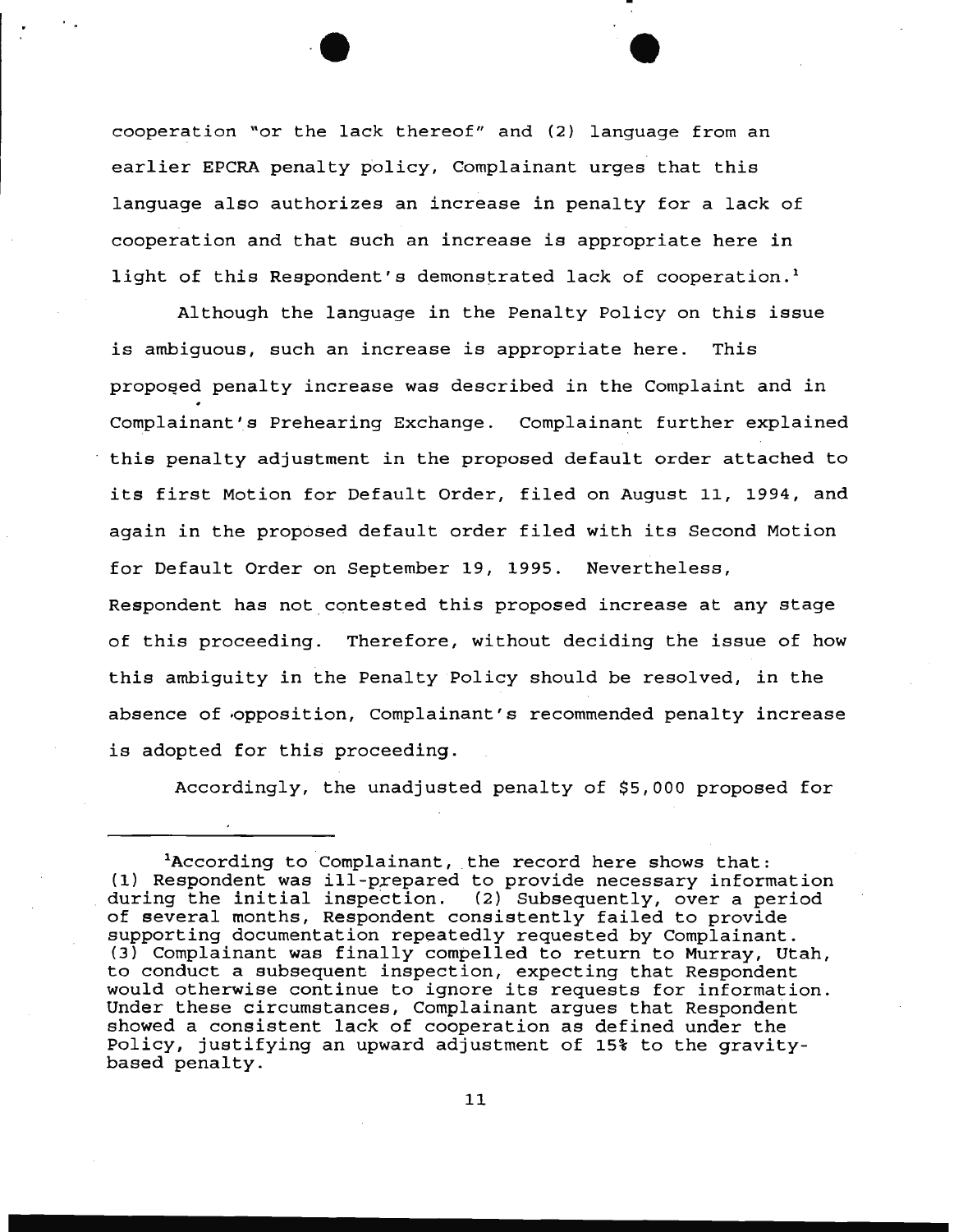cooperation "or the lack thereof" and (2) language from an earlier EPCRA penalty policy, Complainant urges that this language also authorizes an increase in penalty for a lack of cooperation and that such an increase is appropriate here in light of this Respondent's demonstrated lack of cooperation.[1]

Although the language in the Penalty Policy on this issue is ambiguous, such an increase is appropriate here. This proposed penalty increase was described in the Complaint and in Complainant's Prehearing Exchange. Complainant further explained this penalty adjustment in the proposed default order attached to its first Motion for Default Order, filed on August 11, 1994, and again in the proposed default order filed with its Second Motion for Default Order on September 19, 1995. Nevertheless, Respondent has not contested this proposed increase at any stage of this proceeding. Therefore, without deciding the issue of how this ambiguity in the Penalty Policy should be resolved, in the absence of opposition, Complainant's recommended penalty increase is adopted for this proceeding.

Accordingly, the unadjusted penalty of $5,000 proposed for

---

[1]According to Complainant, the record here shows that: (1) Respondent was ill-prepared to provide necessary information during the initial inspection. (2) Subsequently, over a period of several months, Respondent consistently failed to provide supporting documentation repeatedly requested by Complainant. (3) Complainant was finally compelled to return to Murray, Utah, to conduct a subsequent inspection, expecting that Respondent would otherwise continue to ignore its requests for information. Under these circumstances, Complainant argues that Respondent showed a consistent lack of cooperation as defined under the Policy, justifying an upward adjustment of 15% to the gravity-based penalty.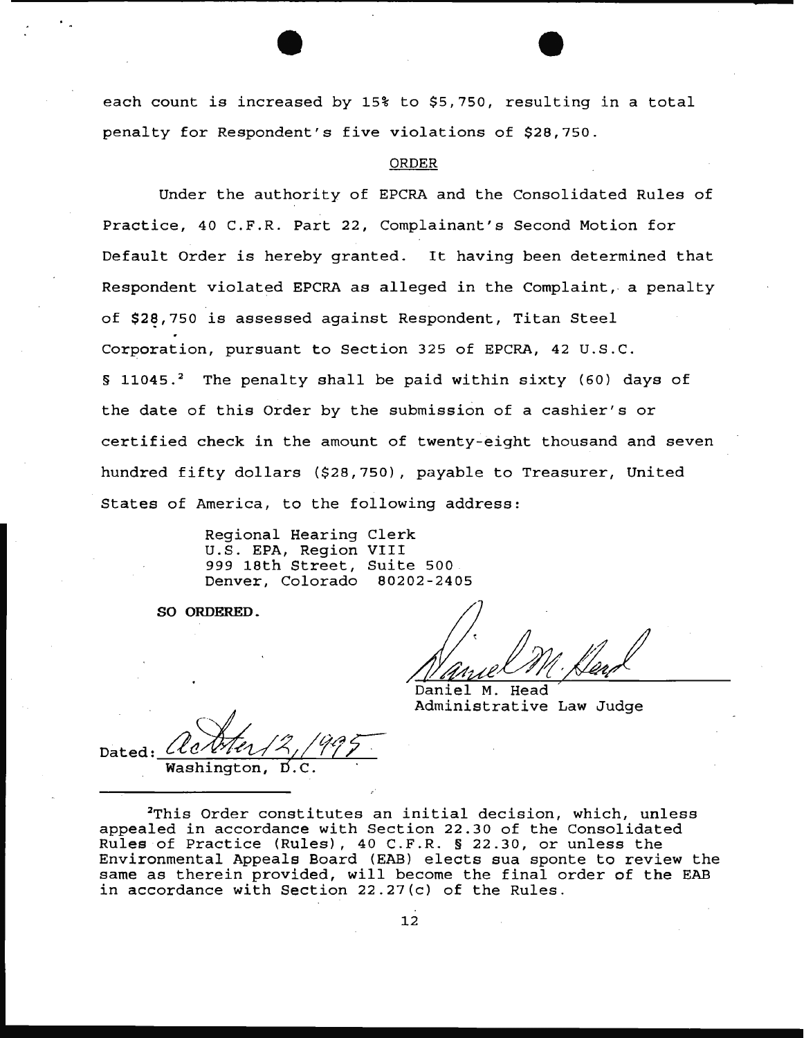each count is increased by 15% to $5,750, resulting in a total penalty for Respondent's five violations of $28,750.

ORDER

Under the authority of EPCRA and the Consolidated Rules of Practice, 40 C.F.R. Part 22, Complainant's Second Motion for Default Order is hereby granted. It having been determined that Respondent violated EPCRA as alleged in the Complaint, a penalty of $28,750 is assessed against Respondent, Titan Steel Corporation, pursuant to Section 325 of EPCRA, 42 U.S.C. § 11045.[2] The penalty shall be paid within sixty (60) days of the date of this Order by the submission of a cashier's or certified check in the amount of twenty-eight thousand and seven hundred fifty dollars ($28,750), payable to Treasurer, United States of America, to the following address:

Regional Hearing Clerk
U.S. EPA, Region VIII
999 18th Street, Suite 500
Denver, Colorado 80202-2405

**SO ORDERED.**

Daniel M. Head
Administrative Law Judge

Dated: October 12, 1995
Washington, D.C.

---

[2]This Order constitutes an initial decision, which, unless appealed in accordance with Section 22.30 of the Consolidated Rules of Practice (Rules), 40 C.F.R. § 22.30, or unless the Environmental Appeals Board (EAB) elects sua sponte to review the same as therein provided, will become the final order of the EAB in accordance with Section 22.27(c) of the Rules.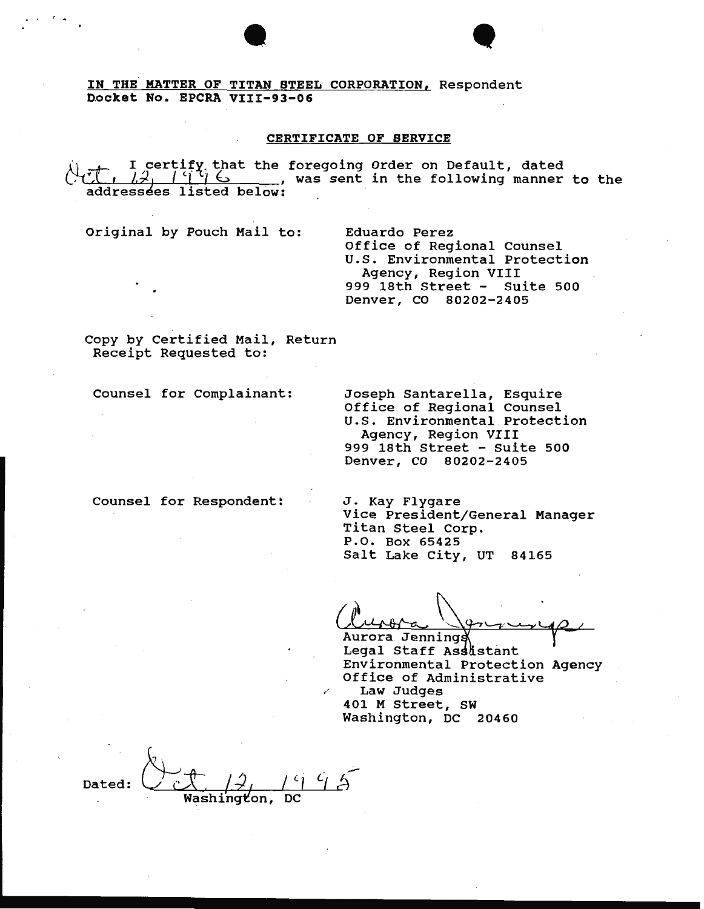**IN THE MATTER OF TITAN STEEL CORPORATION,** Respondent
**Docket No. EPCRA VIII-93-06**

**CERTIFICATE OF SERVICE**

I certify that the foregoing Order on Default, dated Oct. 12, 1996, was sent in the following manner to the addressees listed below:

Original by Pouch Mail to:

Eduardo Perez
Office of Regional Counsel
U.S. Environmental Protection Agency, Region VIII
999 18th Street - Suite 500
Denver, CO 80202-2405

Copy by Certified Mail, Return Receipt Requested to:

Counsel for Complainant:

Joseph Santarella, Esquire
Office of Regional Counsel
U.S. Environmental Protection Agency, Region VIII
999 18th Street - Suite 500
Denver, CO 80202-2405

Counsel for Respondent:

J. Kay Flygare
Vice President/General Manager
Titan Steel Corp.
P.O. Box 65425
Salt Lake City, UT 84165

Aurora Jennings
Legal Staff Assistant
Environmental Protection Agency
Office of Administrative Law Judges
401 M Street, SW
Washington, DC 20460

Dated: Oct 12, 1995
Washington, DC